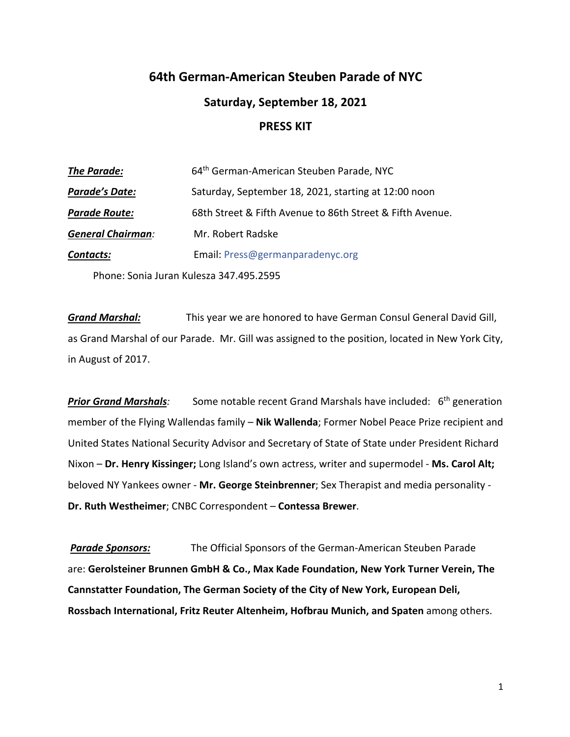# 64th German-American Steuben Parade of NYC

## Saturday, September 18, 2021

## PRESS KIT

***The Parade:*** 64th German-American Steuben Parade, NYC

***Parade's Date:*** Saturday, September 18, 2021, starting at 12:00 noon

***Parade Route:*** 68th Street & Fifth Avenue to 86th Street & Fifth Avenue.

***General Chairman:*** Mr. Robert Radske

***Contacts:*** Email: Press@germanparadenyc.org

Phone: Sonia Juran Kulesza 347.495.2595

***Grand Marshal:*** This year we are honored to have German Consul General David Gill, as Grand Marshal of our Parade. Mr. Gill was assigned to the position, located in New York City, in August of 2017.

***Prior Grand Marshals:*** Some notable recent Grand Marshals have included: 6th generation member of the Flying Wallendas family – **Nik Wallenda**; Former Nobel Peace Prize recipient and United States National Security Advisor and Secretary of State of State under President Richard Nixon – **Dr. Henry Kissinger;** Long Island's own actress, writer and supermodel - **Ms. Carol Alt;** beloved NY Yankees owner - **Mr. George Steinbrenner**; Sex Therapist and media personality - **Dr. Ruth Westheimer**; CNBC Correspondent – **Contessa Brewer**.

***Parade Sponsors:*** The Official Sponsors of the German-American Steuben Parade are: **Gerolsteiner Brunnen GmbH & Co., Max Kade Foundation, New York Turner Verein, The Cannstatter Foundation, The German Society of the City of New York, European Deli, Rossbach International, Fritz Reuter Altenheim, Hofbrau Munich, and Spaten** among others.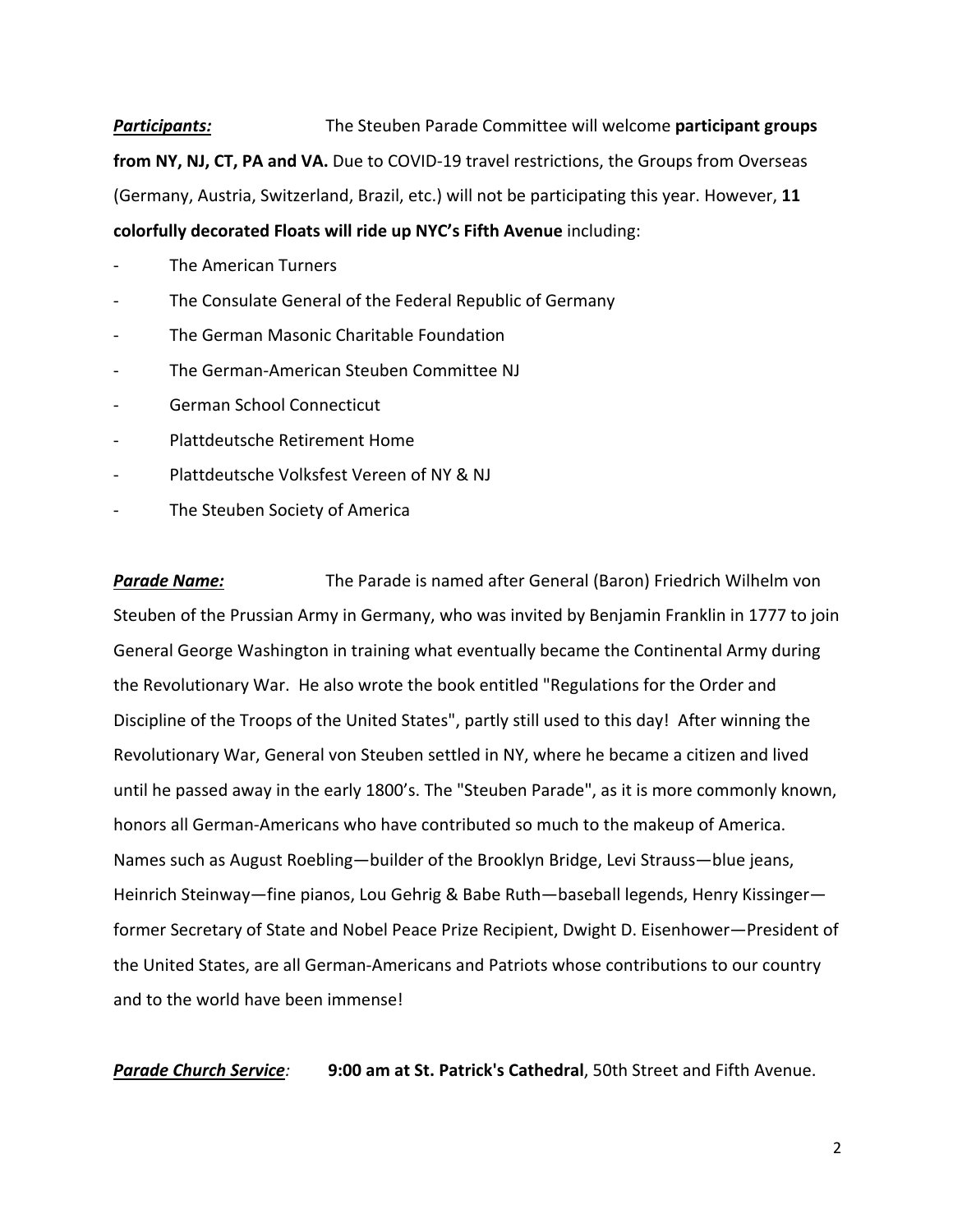***Participants:*** The Steuben Parade Committee will welcome **participant groups from NY, NJ, CT, PA and VA.** Due to COVID-19 travel restrictions, the Groups from Overseas (Germany, Austria, Switzerland, Brazil, etc.) will not be participating this year. However, **11 colorfully decorated Floats will ride up NYC's Fifth Avenue** including:

- The American Turners
- The Consulate General of the Federal Republic of Germany
- The German Masonic Charitable Foundation
- The German-American Steuben Committee NJ
- German School Connecticut
- Plattdeutsche Retirement Home
- Plattdeutsche Volksfest Vereen of NY & NJ
- The Steuben Society of America

***Parade Name:*** The Parade is named after General (Baron) Friedrich Wilhelm von Steuben of the Prussian Army in Germany, who was invited by Benjamin Franklin in 1777 to join General George Washington in training what eventually became the Continental Army during the Revolutionary War. He also wrote the book entitled "Regulations for the Order and Discipline of the Troops of the United States", partly still used to this day! After winning the Revolutionary War, General von Steuben settled in NY, where he became a citizen and lived until he passed away in the early 1800's. The "Steuben Parade", as it is more commonly known, honors all German-Americans who have contributed so much to the makeup of America. Names such as August Roebling—builder of the Brooklyn Bridge, Levi Strauss—blue jeans, Heinrich Steinway—fine pianos, Lou Gehrig & Babe Ruth—baseball legends, Henry Kissinger—former Secretary of State and Nobel Peace Prize Recipient, Dwight D. Eisenhower—President of the United States, are all German-Americans and Patriots whose contributions to our country and to the world have been immense!

***Parade Church Service:*** **9:00 am at St. Patrick's Cathedral**, 50th Street and Fifth Avenue.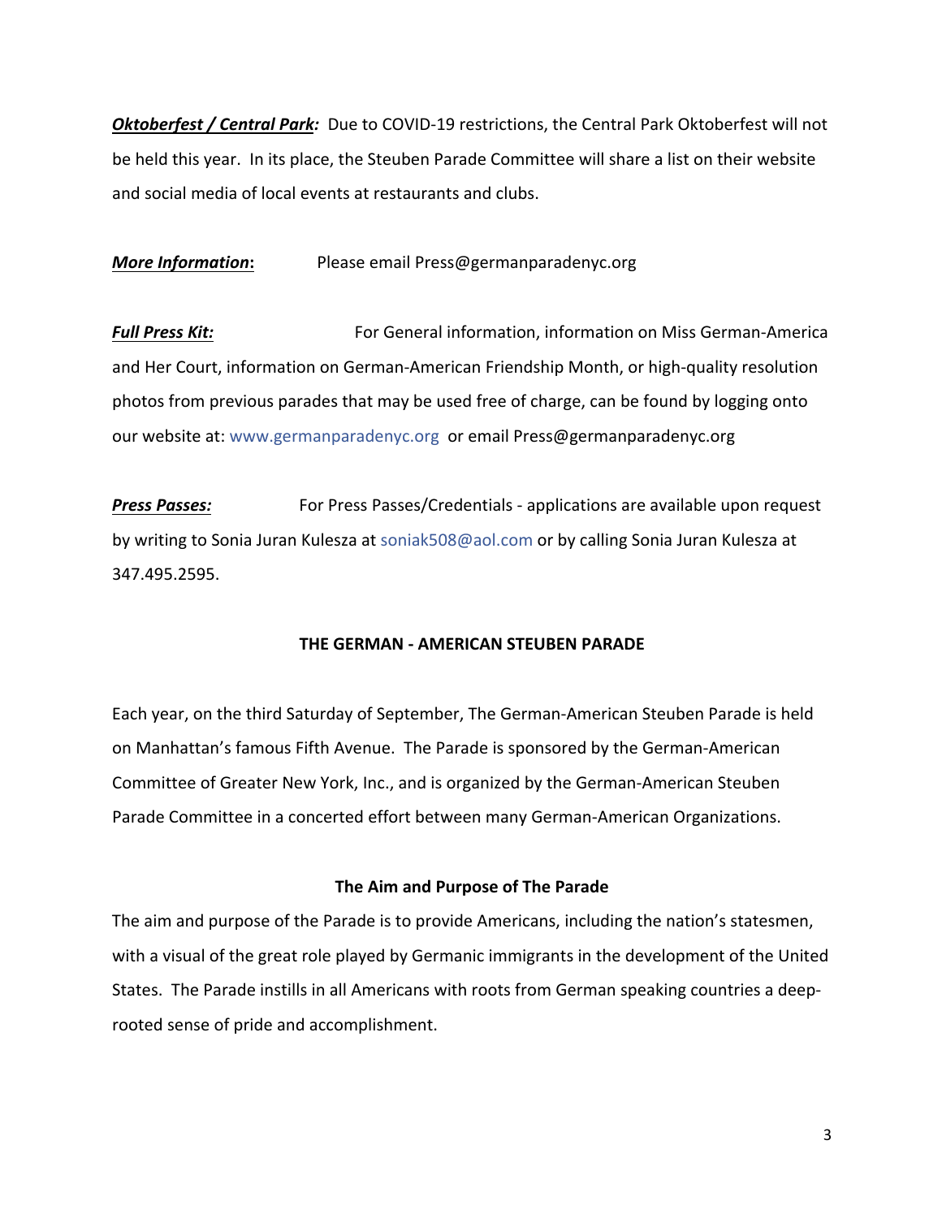***Oktoberfest / Central Park:*** Due to COVID-19 restrictions, the Central Park Oktoberfest will not be held this year. In its place, the Steuben Parade Committee will share a list on their website and social media of local events at restaurants and clubs.

***More Information*:** Please email Press@germanparadenyc.org

***Full Press Kit:*** For General information, information on Miss German-America and Her Court, information on German-American Friendship Month, or high-quality resolution photos from previous parades that may be used free of charge, can be found by logging onto our website at: www.germanparadenyc.org or email Press@germanparadenyc.org

***Press Passes:*** For Press Passes/Credentials - applications are available upon request by writing to Sonia Juran Kulesza at soniak508@aol.com or by calling Sonia Juran Kulesza at 347.495.2595.

## THE GERMAN - AMERICAN STEUBEN PARADE

Each year, on the third Saturday of September, The German-American Steuben Parade is held on Manhattan's famous Fifth Avenue. The Parade is sponsored by the German-American Committee of Greater New York, Inc., and is organized by the German-American Steuben Parade Committee in a concerted effort between many German-American Organizations.

### The Aim and Purpose of The Parade

The aim and purpose of the Parade is to provide Americans, including the nation's statesmen, with a visual of the great role played by Germanic immigrants in the development of the United States. The Parade instills in all Americans with roots from German speaking countries a deep-rooted sense of pride and accomplishment.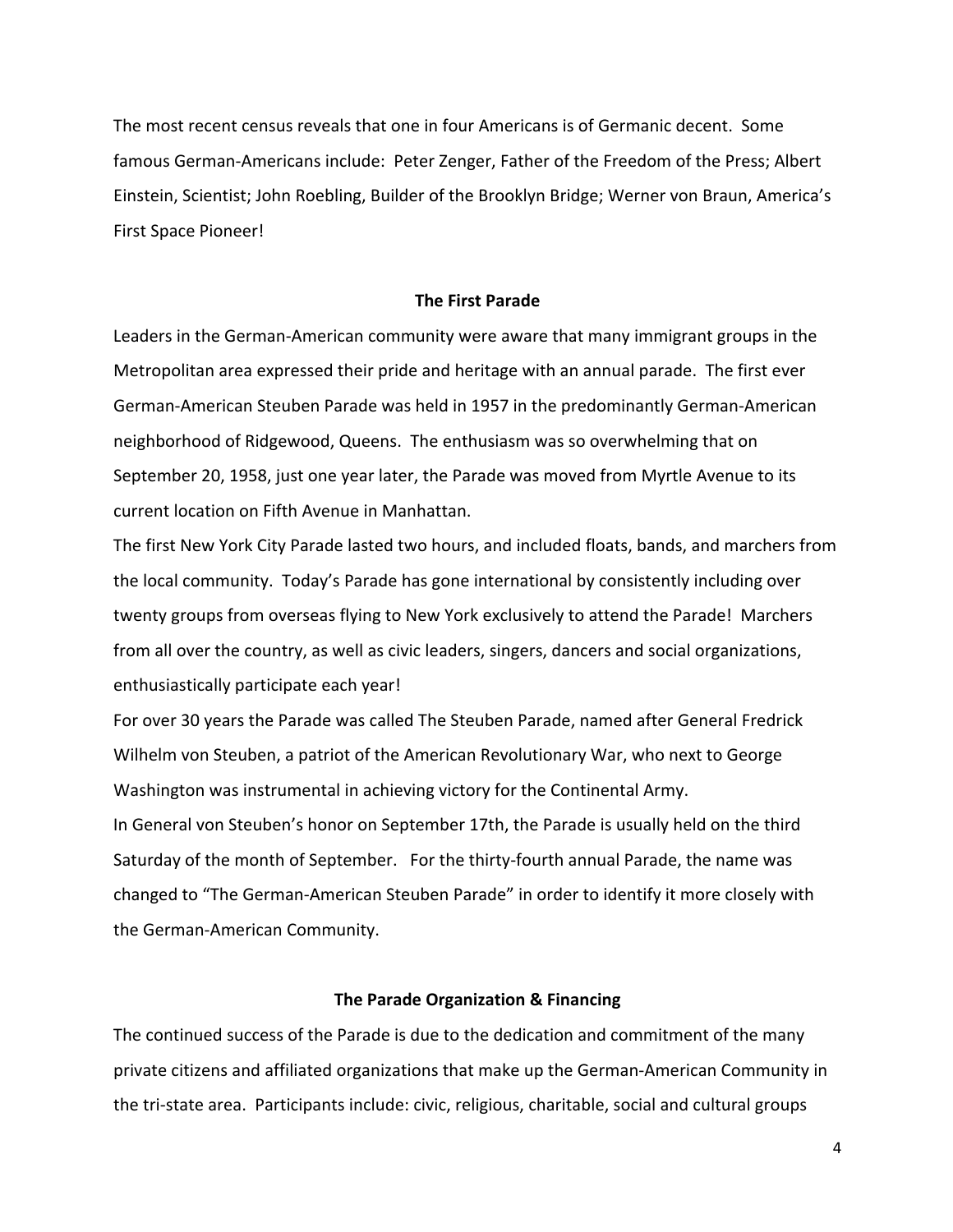The most recent census reveals that one in four Americans is of Germanic decent. Some famous German-Americans include: Peter Zenger, Father of the Freedom of the Press; Albert Einstein, Scientist; John Roebling, Builder of the Brooklyn Bridge; Werner von Braun, America's First Space Pioneer!

## The First Parade

Leaders in the German-American community were aware that many immigrant groups in the Metropolitan area expressed their pride and heritage with an annual parade. The first ever German-American Steuben Parade was held in 1957 in the predominantly German-American neighborhood of Ridgewood, Queens. The enthusiasm was so overwhelming that on September 20, 1958, just one year later, the Parade was moved from Myrtle Avenue to its current location on Fifth Avenue in Manhattan.

The first New York City Parade lasted two hours, and included floats, bands, and marchers from the local community. Today's Parade has gone international by consistently including over twenty groups from overseas flying to New York exclusively to attend the Parade! Marchers from all over the country, as well as civic leaders, singers, dancers and social organizations, enthusiastically participate each year!

For over 30 years the Parade was called The Steuben Parade, named after General Fredrick Wilhelm von Steuben, a patriot of the American Revolutionary War, who next to George Washington was instrumental in achieving victory for the Continental Army.

In General von Steuben's honor on September 17th, the Parade is usually held on the third Saturday of the month of September. For the thirty-fourth annual Parade, the name was changed to "The German-American Steuben Parade" in order to identify it more closely with the German-American Community.

## The Parade Organization & Financing

The continued success of the Parade is due to the dedication and commitment of the many private citizens and affiliated organizations that make up the German-American Community in the tri-state area. Participants include: civic, religious, charitable, social and cultural groups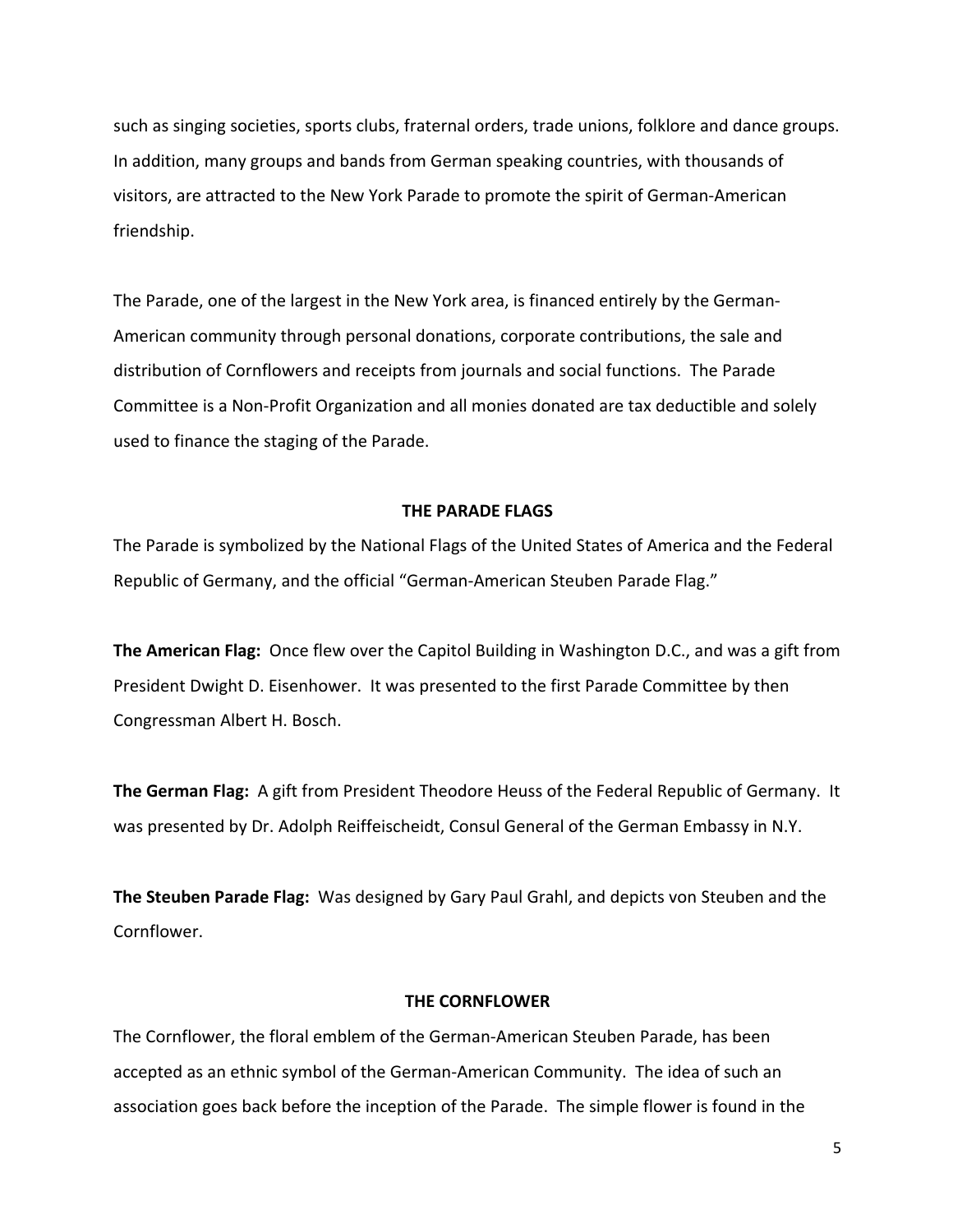such as singing societies, sports clubs, fraternal orders, trade unions, folklore and dance groups. In addition, many groups and bands from German speaking countries, with thousands of visitors, are attracted to the New York Parade to promote the spirit of German-American friendship.

The Parade, one of the largest in the New York area, is financed entirely by the German-American community through personal donations, corporate contributions, the sale and distribution of Cornflowers and receipts from journals and social functions. The Parade Committee is a Non-Profit Organization and all monies donated are tax deductible and solely used to finance the staging of the Parade.

## THE PARADE FLAGS

The Parade is symbolized by the National Flags of the United States of America and the Federal Republic of Germany, and the official "German-American Steuben Parade Flag."

**The American Flag:** Once flew over the Capitol Building in Washington D.C., and was a gift from President Dwight D. Eisenhower. It was presented to the first Parade Committee by then Congressman Albert H. Bosch.

**The German Flag:** A gift from President Theodore Heuss of the Federal Republic of Germany. It was presented by Dr. Adolph Reiffeischeidt, Consul General of the German Embassy in N.Y.

**The Steuben Parade Flag:** Was designed by Gary Paul Grahl, and depicts von Steuben and the Cornflower.

## THE CORNFLOWER

The Cornflower, the floral emblem of the German-American Steuben Parade, has been accepted as an ethnic symbol of the German-American Community. The idea of such an association goes back before the inception of the Parade. The simple flower is found in the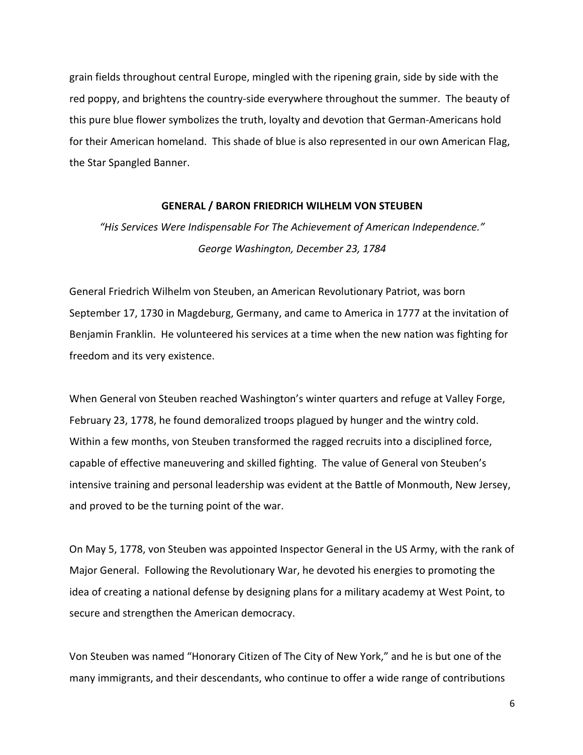grain fields throughout central Europe, mingled with the ripening grain, side by side with the red poppy, and brightens the country-side everywhere throughout the summer. The beauty of this pure blue flower symbolizes the truth, loyalty and devotion that German-Americans hold for their American homeland. This shade of blue is also represented in our own American Flag, the Star Spangled Banner.

## GENERAL / BARON FRIEDRICH WILHELM VON STEUBEN

*"His Services Were Indispensable For The Achievement of American Independence."*
*George Washington, December 23, 1784*

General Friedrich Wilhelm von Steuben, an American Revolutionary Patriot, was born September 17, 1730 in Magdeburg, Germany, and came to America in 1777 at the invitation of Benjamin Franklin. He volunteered his services at a time when the new nation was fighting for freedom and its very existence.

When General von Steuben reached Washington's winter quarters and refuge at Valley Forge, February 23, 1778, he found demoralized troops plagued by hunger and the wintry cold. Within a few months, von Steuben transformed the ragged recruits into a disciplined force, capable of effective maneuvering and skilled fighting. The value of General von Steuben's intensive training and personal leadership was evident at the Battle of Monmouth, New Jersey, and proved to be the turning point of the war.

On May 5, 1778, von Steuben was appointed Inspector General in the US Army, with the rank of Major General. Following the Revolutionary War, he devoted his energies to promoting the idea of creating a national defense by designing plans for a military academy at West Point, to secure and strengthen the American democracy.

Von Steuben was named "Honorary Citizen of The City of New York," and he is but one of the many immigrants, and their descendants, who continue to offer a wide range of contributions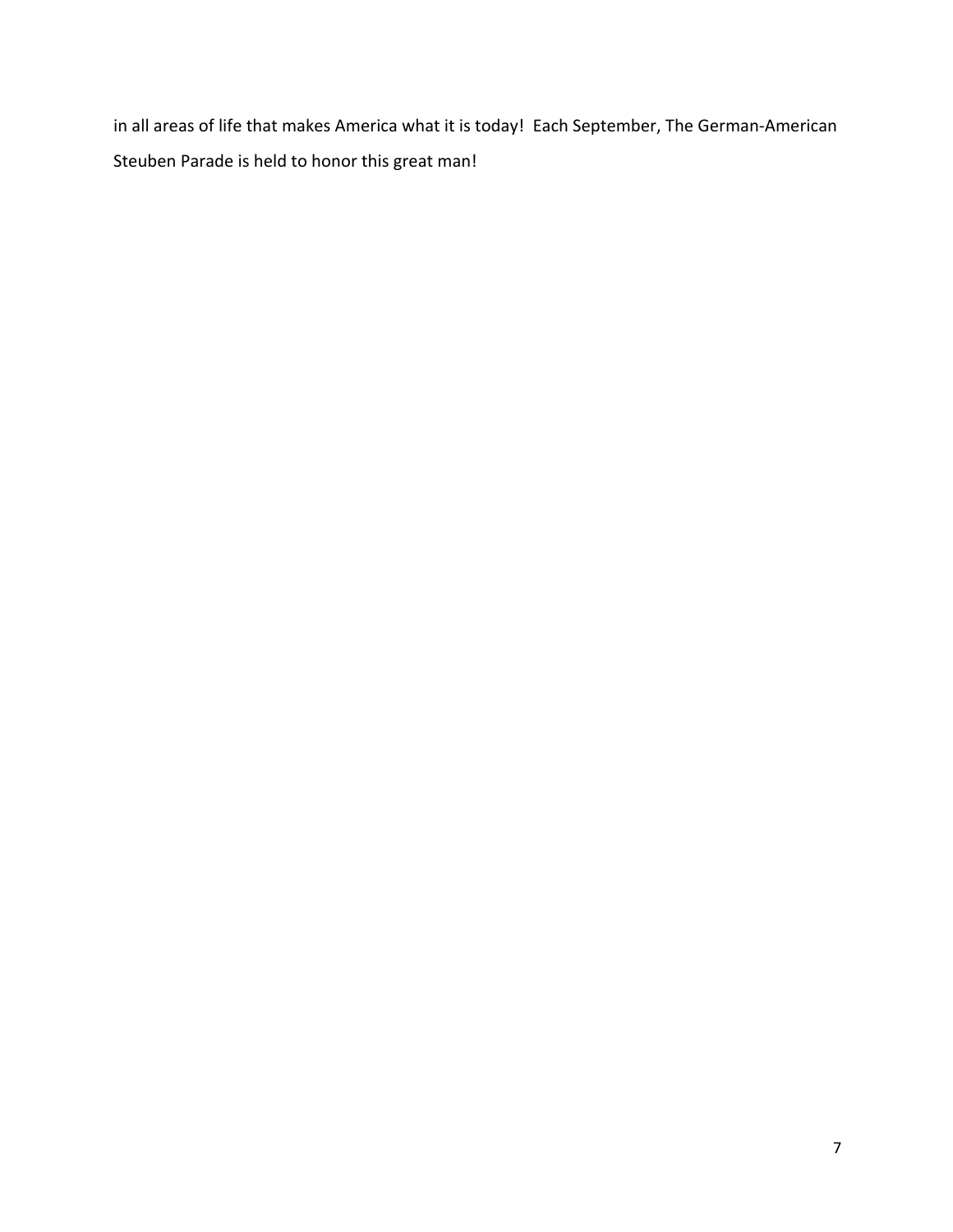in all areas of life that makes America what it is today! Each September, The German-American Steuben Parade is held to honor this great man!